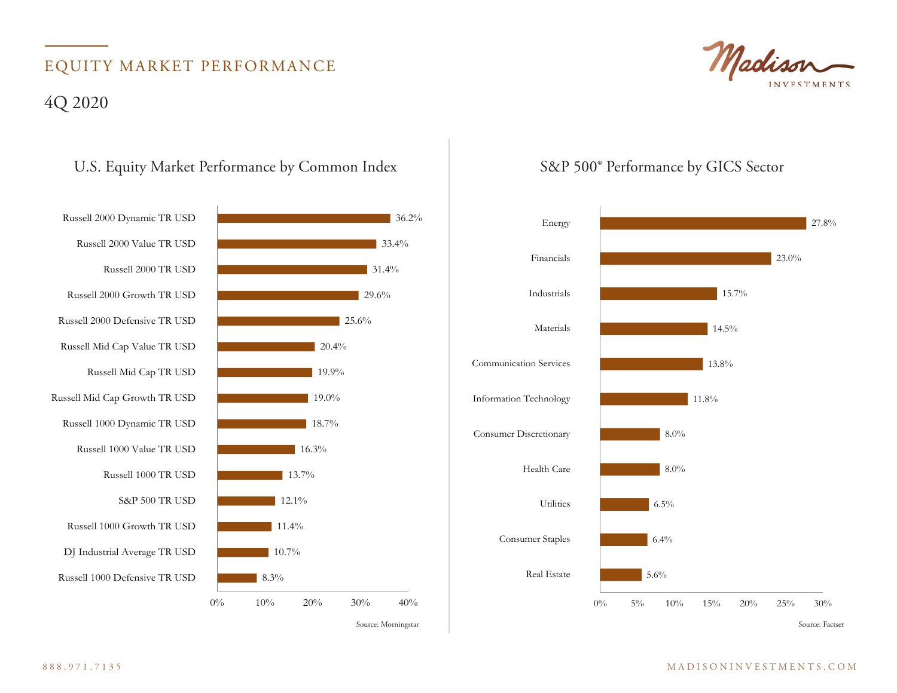# EQUITY MARKET PERFORMANCE

## 4Q 2020

### U.S. Equity Market Performance by Common Index

| Index | Performance |
|---|---|
| Russell 2000 Dynamic TR USD | 36.2% |
| Russell 2000 Value TR USD | 33.4% |
| Russell 2000 TR USD | 31.4% |
| Russell 2000 Growth TR USD | 29.6% |
| Russell 2000 Defensive TR USD | 25.6% |
| Russell Mid Cap Value TR USD | 20.4% |
| Russell Mid Cap TR USD | 19.9% |
| Russell Mid Cap Growth TR USD | 19.0% |
| Russell 1000 Dynamic TR USD | 18.7% |
| Russell 1000 Value TR USD | 16.3% |
| Russell 1000 TR USD | 13.7% |
| S&P 500 TR USD | 12.1% |
| Russell 1000 Growth TR USD | 11.4% |
| DJ Industrial Average TR USD | 10.7% |
| Russell 1000 Defensive TR USD | 8.3% |

Source: Morningstar

### S&P 500® Performance by GICS Sector

| Sector | Performance |
|---|---|
| Energy | 27.8% |
| Financials | 23.0% |
| Industrials | 15.7% |
| Materials | 14.5% |
| Communication Services | 13.8% |
| Information Technology | 11.8% |
| Consumer Discretionary | 8.0% |
| Health Care | 8.0% |
| Utilities | 6.5% |
| Consumer Staples | 6.4% |
| Real Estate | 5.6% |

Source: Factset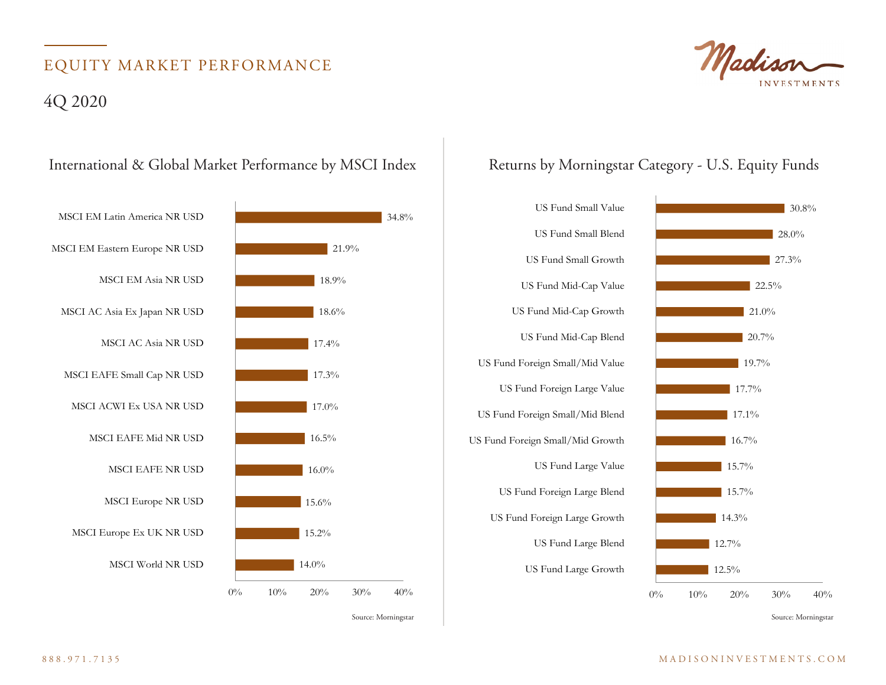# EQUITY MARKET PERFORMANCE

## 4Q 2020

### International & Global Market Performance by MSCI Index

| Index | Return |
|---|---|
| MSCI EM Latin America NR USD | 34.8% |
| MSCI EM Eastern Europe NR USD | 21.9% |
| MSCI EM Asia NR USD | 18.9% |
| MSCI AC Asia Ex Japan NR USD | 18.6% |
| MSCI AC Asia NR USD | 17.4% |
| MSCI EAFE Small Cap NR USD | 17.3% |
| MSCI ACWI Ex USA NR USD | 17.0% |
| MSCI EAFE Mid NR USD | 16.5% |
| MSCI EAFE NR USD | 16.0% |
| MSCI Europe NR USD | 15.6% |
| MSCI Europe Ex UK NR USD | 15.2% |
| MSCI World NR USD | 14.0% |

Source: Morningstar

### Returns by Morningstar Category - U.S. Equity Funds

| Category | Return |
|---|---|
| US Fund Small Value | 30.8% |
| US Fund Small Blend | 28.0% |
| US Fund Small Growth | 27.3% |
| US Fund Mid-Cap Value | 22.5% |
| US Fund Mid-Cap Growth | 21.0% |
| US Fund Mid-Cap Blend | 20.7% |
| US Fund Foreign Small/Mid Value | 19.7% |
| US Fund Foreign Large Value | 17.7% |
| US Fund Foreign Small/Mid Blend | 17.1% |
| US Fund Foreign Small/Mid Growth | 16.7% |
| US Fund Large Value | 15.7% |
| US Fund Foreign Large Blend | 15.7% |
| US Fund Foreign Large Growth | 14.3% |
| US Fund Large Blend | 12.7% |
| US Fund Large Growth | 12.5% |

Source: Morningstar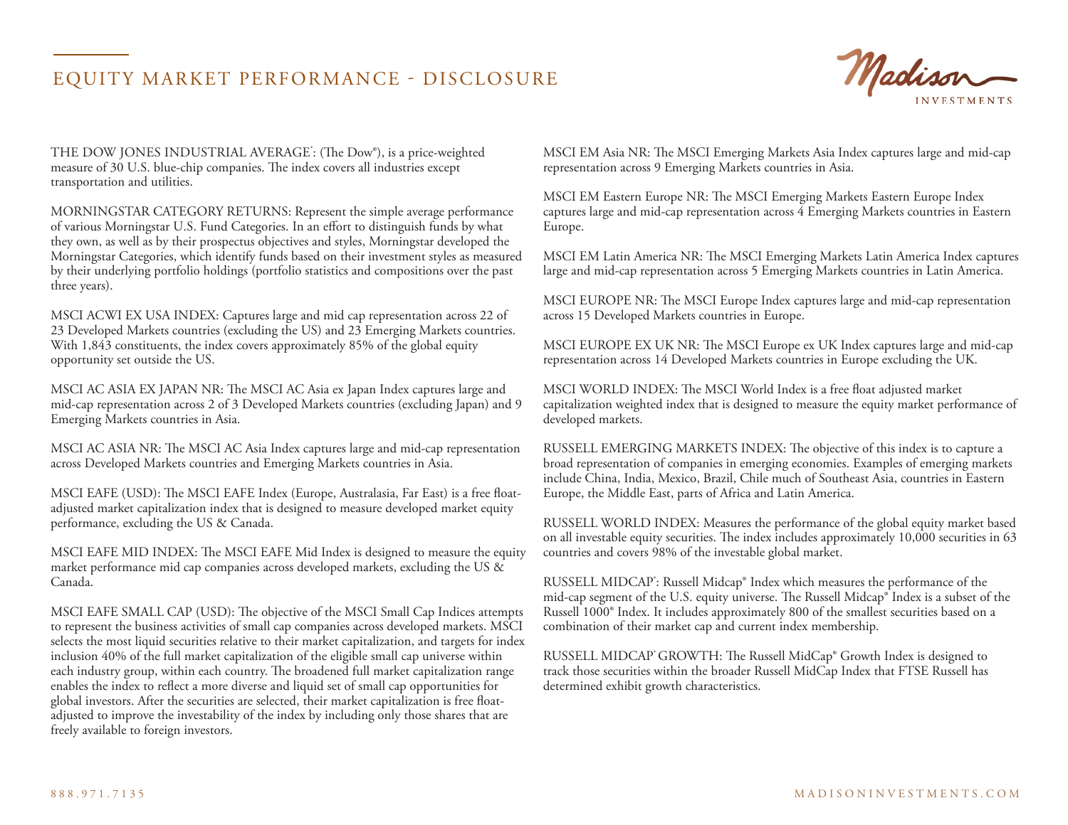# EQUITY MARKET PERFORMANCE - DISCLOSURE

THE DOW JONES INDUSTRIAL AVERAGE®: (The Dow®), is a price-weighted measure of 30 U.S. blue-chip companies. The index covers all industries except transportation and utilities.

MORNINGSTAR CATEGORY RETURNS: Represent the simple average performance of various Morningstar U.S. Fund Categories. In an effort to distinguish funds by what they own, as well as by their prospectus objectives and styles, Morningstar developed the Morningstar Categories, which identify funds based on their investment styles as measured by their underlying portfolio holdings (portfolio statistics and compositions over the past three years).

MSCI ACWI EX USA INDEX: Captures large and mid cap representation across 22 of 23 Developed Markets countries (excluding the US) and 23 Emerging Markets countries. With 1,843 constituents, the index covers approximately 85% of the global equity opportunity set outside the US.

MSCI AC ASIA EX JAPAN NR: The MSCI AC Asia ex Japan Index captures large and mid-cap representation across 2 of 3 Developed Markets countries (excluding Japan) and 9 Emerging Markets countries in Asia.

MSCI AC ASIA NR: The MSCI AC Asia Index captures large and mid-cap representation across Developed Markets countries and Emerging Markets countries in Asia.

MSCI EAFE (USD): The MSCI EAFE Index (Europe, Australasia, Far East) is a free float-adjusted market capitalization index that is designed to measure developed market equity performance, excluding the US & Canada.

MSCI EAFE MID INDEX: The MSCI EAFE Mid Index is designed to measure the equity market performance mid cap companies across developed markets, excluding the US & Canada.

MSCI EAFE SMALL CAP (USD): The objective of the MSCI Small Cap Indices attempts to represent the business activities of small cap companies across developed markets. MSCI selects the most liquid securities relative to their market capitalization, and targets for index inclusion 40% of the full market capitalization of the eligible small cap universe within each industry group, within each country. The broadened full market capitalization range enables the index to reflect a more diverse and liquid set of small cap opportunities for global investors. After the securities are selected, their market capitalization is free float-adjusted to improve the investability of the index by including only those shares that are freely available to foreign investors.

MSCI EM Asia NR: The MSCI Emerging Markets Asia Index captures large and mid-cap representation across 9 Emerging Markets countries in Asia.

MSCI EM Eastern Europe NR: The MSCI Emerging Markets Eastern Europe Index captures large and mid-cap representation across 4 Emerging Markets countries in Eastern Europe.

MSCI EM Latin America NR: The MSCI Emerging Markets Latin America Index captures large and mid-cap representation across 5 Emerging Markets countries in Latin America.

MSCI EUROPE NR: The MSCI Europe Index captures large and mid-cap representation across 15 Developed Markets countries in Europe.

MSCI EUROPE EX UK NR: The MSCI Europe ex UK Index captures large and mid-cap representation across 14 Developed Markets countries in Europe excluding the UK.

MSCI WORLD INDEX: The MSCI World Index is a free float adjusted market capitalization weighted index that is designed to measure the equity market performance of developed markets.

RUSSELL EMERGING MARKETS INDEX: The objective of this index is to capture a broad representation of companies in emerging economies. Examples of emerging markets include China, India, Mexico, Brazil, Chile much of Southeast Asia, countries in Eastern Europe, the Middle East, parts of Africa and Latin America.

RUSSELL WORLD INDEX: Measures the performance of the global equity market based on all investable equity securities. The index includes approximately 10,000 securities in 63 countries and covers 98% of the investable global market.

RUSSELL MIDCAP®: Russell Midcap® Index which measures the performance of the mid-cap segment of the U.S. equity universe. The Russell Midcap® Index is a subset of the Russell 1000® Index. It includes approximately 800 of the smallest securities based on a combination of their market cap and current index membership.

RUSSELL MIDCAP® GROWTH: The Russell MidCap® Growth Index is designed to track those securities within the broader Russell MidCap Index that FTSE Russell has determined exhibit growth characteristics.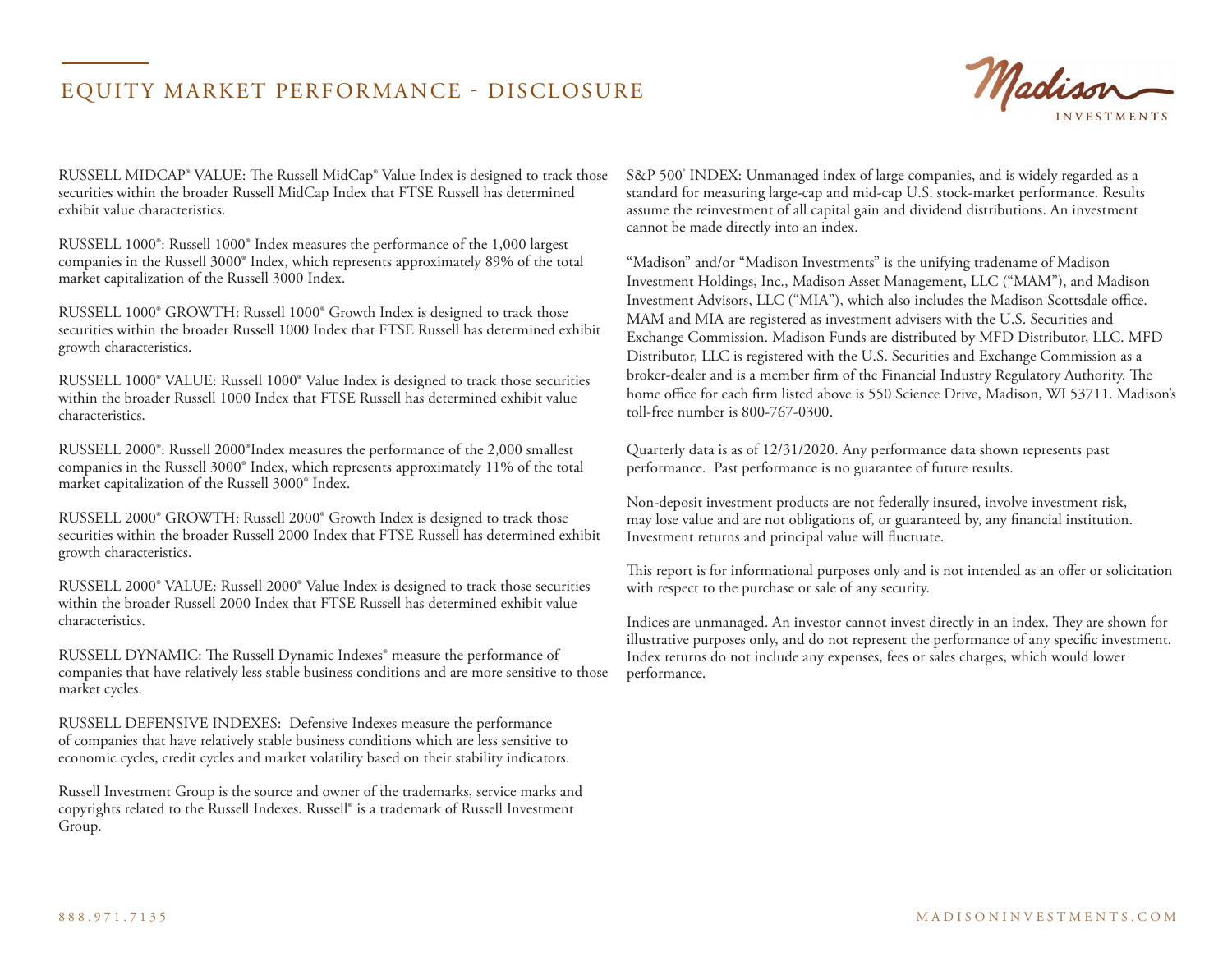# EQUITY MARKET PERFORMANCE - DISCLOSURE

RUSSELL MIDCAP® VALUE: The Russell MidCap® Value Index is designed to track those securities within the broader Russell MidCap Index that FTSE Russell has determined exhibit value characteristics.

RUSSELL 1000®: Russell 1000® Index measures the performance of the 1,000 largest companies in the Russell 3000® Index, which represents approximately 89% of the total market capitalization of the Russell 3000 Index.

RUSSELL 1000® GROWTH: Russell 1000® Growth Index is designed to track those securities within the broader Russell 1000 Index that FTSE Russell has determined exhibit growth characteristics.

RUSSELL 1000® VALUE: Russell 1000® Value Index is designed to track those securities within the broader Russell 1000 Index that FTSE Russell has determined exhibit value characteristics.

RUSSELL 2000®: Russell 2000®Index measures the performance of the 2,000 smallest companies in the Russell 3000® Index, which represents approximately 11% of the total market capitalization of the Russell 3000® Index.

RUSSELL 2000® GROWTH: Russell 2000® Growth Index is designed to track those securities within the broader Russell 2000 Index that FTSE Russell has determined exhibit growth characteristics.

RUSSELL 2000® VALUE: Russell 2000® Value Index is designed to track those securities within the broader Russell 2000 Index that FTSE Russell has determined exhibit value characteristics.

RUSSELL DYNAMIC: The Russell Dynamic Indexes® measure the performance of companies that have relatively less stable business conditions and are more sensitive to those market cycles.

RUSSELL DEFENSIVE INDEXES: Defensive Indexes measure the performance of companies that have relatively stable business conditions which are less sensitive to economic cycles, credit cycles and market volatility based on their stability indicators.

Russell Investment Group is the source and owner of the trademarks, service marks and copyrights related to the Russell Indexes. Russell® is a trademark of Russell Investment Group.

S&P 500® INDEX: Unmanaged index of large companies, and is widely regarded as a standard for measuring large-cap and mid-cap U.S. stock-market performance. Results assume the reinvestment of all capital gain and dividend distributions. An investment cannot be made directly into an index.

"Madison" and/or "Madison Investments" is the unifying tradename of Madison Investment Holdings, Inc., Madison Asset Management, LLC ("MAM"), and Madison Investment Advisors, LLC ("MIA"), which also includes the Madison Scottsdale office. MAM and MIA are registered as investment advisers with the U.S. Securities and Exchange Commission. Madison Funds are distributed by MFD Distributor, LLC. MFD Distributor, LLC is registered with the U.S. Securities and Exchange Commission as a broker-dealer and is a member firm of the Financial Industry Regulatory Authority. The home office for each firm listed above is 550 Science Drive, Madison, WI 53711. Madison's toll-free number is 800-767-0300.

Quarterly data is as of 12/31/2020. Any performance data shown represents past performance. Past performance is no guarantee of future results.

Non-deposit investment products are not federally insured, involve investment risk, may lose value and are not obligations of, or guaranteed by, any financial institution. Investment returns and principal value will fluctuate.

This report is for informational purposes only and is not intended as an offer or solicitation with respect to the purchase or sale of any security.

Indices are unmanaged. An investor cannot invest directly in an index. They are shown for illustrative purposes only, and do not represent the performance of any specific investment. Index returns do not include any expenses, fees or sales charges, which would lower performance.